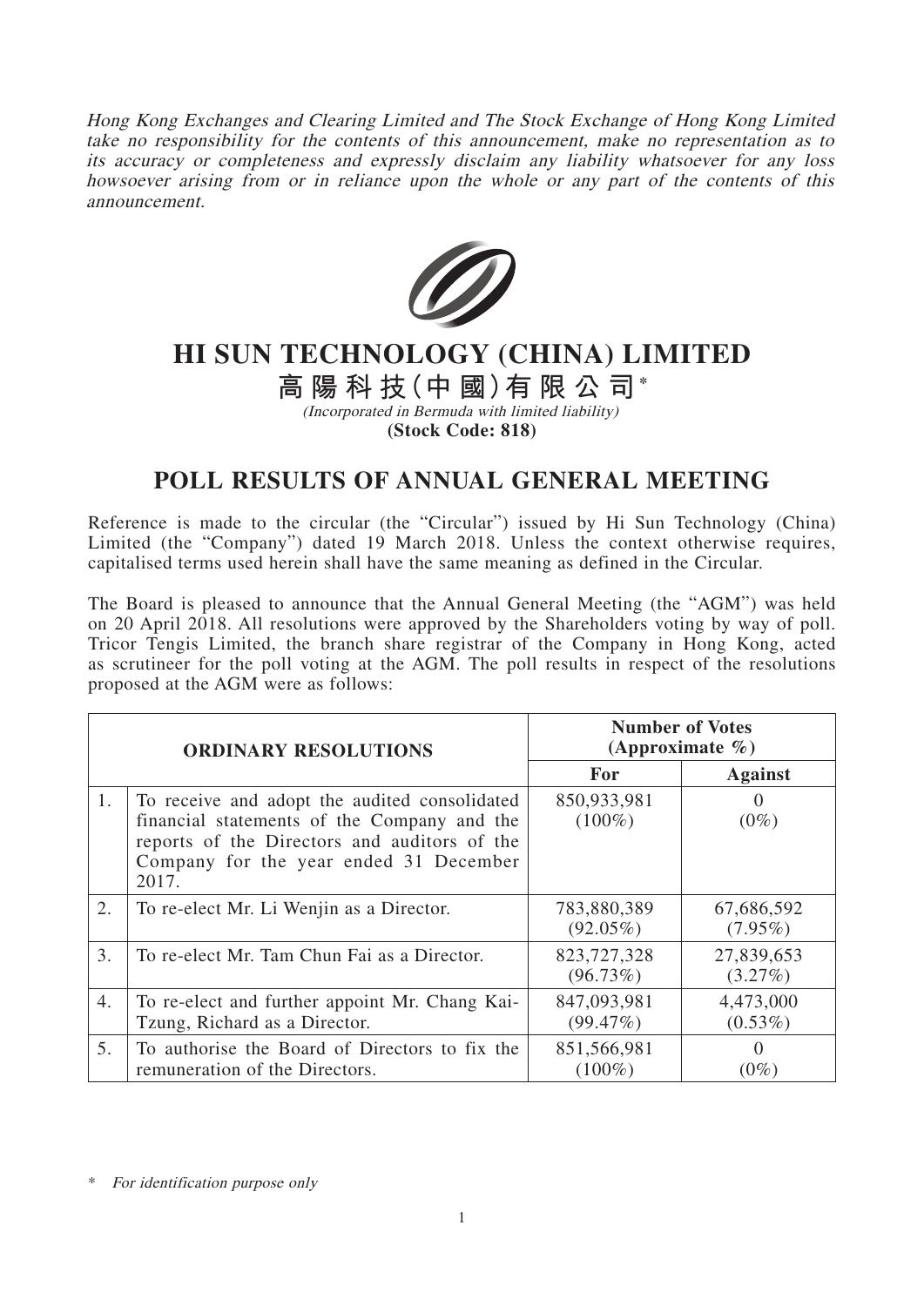*Hong Kong Exchanges and Clearing Limited and The Stock Exchange of Hong Kong Limited take no responsibility for the contents of this announcement, make no representation as to its accuracy or completeness and expressly disclaim any liability whatsoever for any loss howsoever arising from or in reliance upon the whole or any part of the contents of this announcement.*

# HI SUN TECHNOLOGY (CHINA) LIMITED

**高陽科技(中國)有限公司***

*(Incorporated in Bermuda with limited liability)*

**(Stock Code: 818)**

## POLL RESULTS OF ANNUAL GENERAL MEETING

Reference is made to the circular (the "Circular") issued by Hi Sun Technology (China) Limited (the "Company") dated 19 March 2018. Unless the context otherwise requires, capitalised terms used herein shall have the same meaning as defined in the Circular.

The Board is pleased to announce that the Annual General Meeting (the "AGM") was held on 20 April 2018. All resolutions were approved by the Shareholders voting by way of poll. Tricor Tengis Limited, the branch share registrar of the Company in Hong Kong, acted as scrutineer for the poll voting at the AGM. The poll results in respect of the resolutions proposed at the AGM were as follows:

| **ORDINARY RESOLUTIONS** | | **Number of Votes (Approximate %)** | |
|---|---|---|---|
| | | **For** | **Against** |
| 1. | To receive and adopt the audited consolidated financial statements of the Company and the reports of the Directors and auditors of the Company for the year ended 31 December 2017. | 850,933,981 (100%) | 0 (0%) |
| 2. | To re-elect Mr. Li Wenjin as a Director. | 783,880,389 (92.05%) | 67,686,592 (7.95%) |
| 3. | To re-elect Mr. Tam Chun Fai as a Director. | 823,727,328 (96.73%) | 27,839,653 (3.27%) |
| 4. | To re-elect and further appoint Mr. Chang Kai-Tzung, Richard as a Director. | 847,093,981 (99.47%) | 4,473,000 (0.53%) |
| 5. | To authorise the Board of Directors to fix the remuneration of the Directors. | 851,566,981 (100%) | 0 (0%) |

\* *For identification purpose only*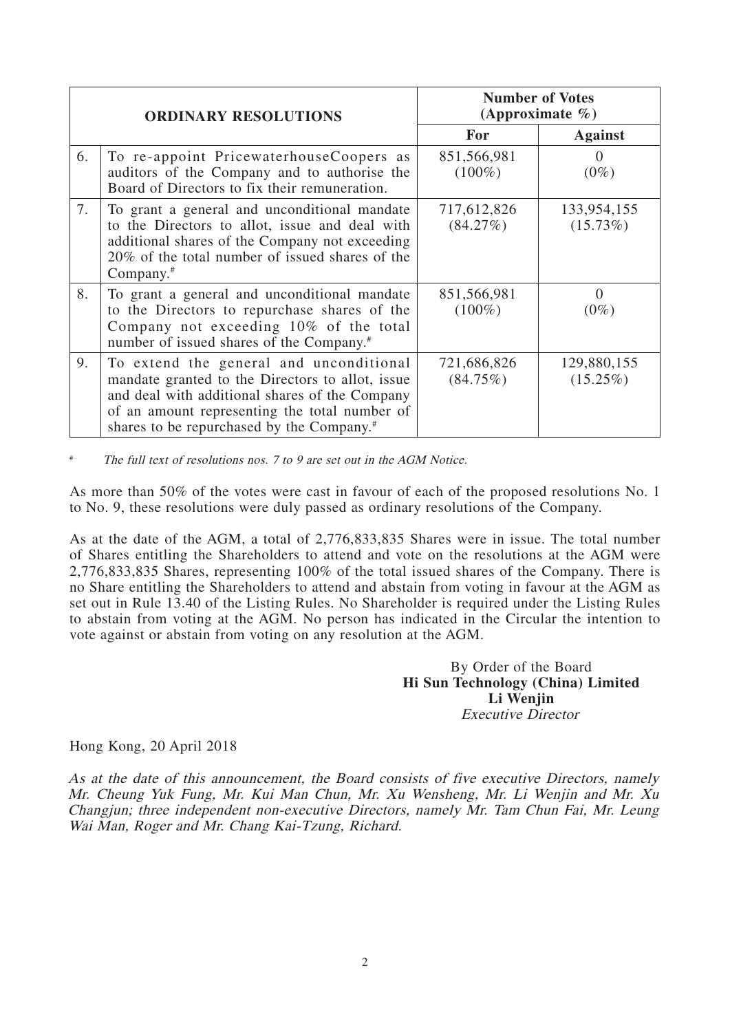| | ORDINARY RESOLUTIONS | Number of Votes (Approximate %) | |
|---|---|---|---|
| | | For | Against |
| 6. | To re-appoint PricewaterhouseCoopers as auditors of the Company and to authorise the Board of Directors to fix their remuneration. | 851,566,981 (100%) | 0 (0%) |
| 7. | To grant a general and unconditional mandate to the Directors to allot, issue and deal with additional shares of the Company not exceeding 20% of the total number of issued shares of the Company.# | 717,612,826 (84.27%) | 133,954,155 (15.73%) |
| 8. | To grant a general and unconditional mandate to the Directors to repurchase shares of the Company not exceeding 10% of the total number of issued shares of the Company.# | 851,566,981 (100%) | 0 (0%) |
| 9. | To extend the general and unconditional mandate granted to the Directors to allot, issue and deal with additional shares of the Company of an amount representing the total number of shares to be repurchased by the Company.# | 721,686,826 (84.75%) | 129,880,155 (15.25%) |

# *The full text of resolutions nos. 7 to 9 are set out in the AGM Notice.*

As more than 50% of the votes were cast in favour of each of the proposed resolutions No. 1 to No. 9, these resolutions were duly passed as ordinary resolutions of the Company.

As at the date of the AGM, a total of 2,776,833,835 Shares were in issue. The total number of Shares entitling the Shareholders to attend and vote on the resolutions at the AGM were 2,776,833,835 Shares, representing 100% of the total issued shares of the Company. There is no Share entitling the Shareholders to attend and abstain from voting in favour at the AGM as set out in Rule 13.40 of the Listing Rules. No Shareholder is required under the Listing Rules to abstain from voting at the AGM. No person has indicated in the Circular the intention to vote against or abstain from voting on any resolution at the AGM.

By Order of the Board
**Hi Sun Technology (China) Limited**
**Li Wenjin**
*Executive Director*

Hong Kong, 20 April 2018

*As at the date of this announcement, the Board consists of five executive Directors, namely Mr. Cheung Yuk Fung, Mr. Kui Man Chun, Mr. Xu Wensheng, Mr. Li Wenjin and Mr. Xu Changjun; three independent non-executive Directors, namely Mr. Tam Chun Fai, Mr. Leung Wai Man, Roger and Mr. Chang Kai-Tzung, Richard.*